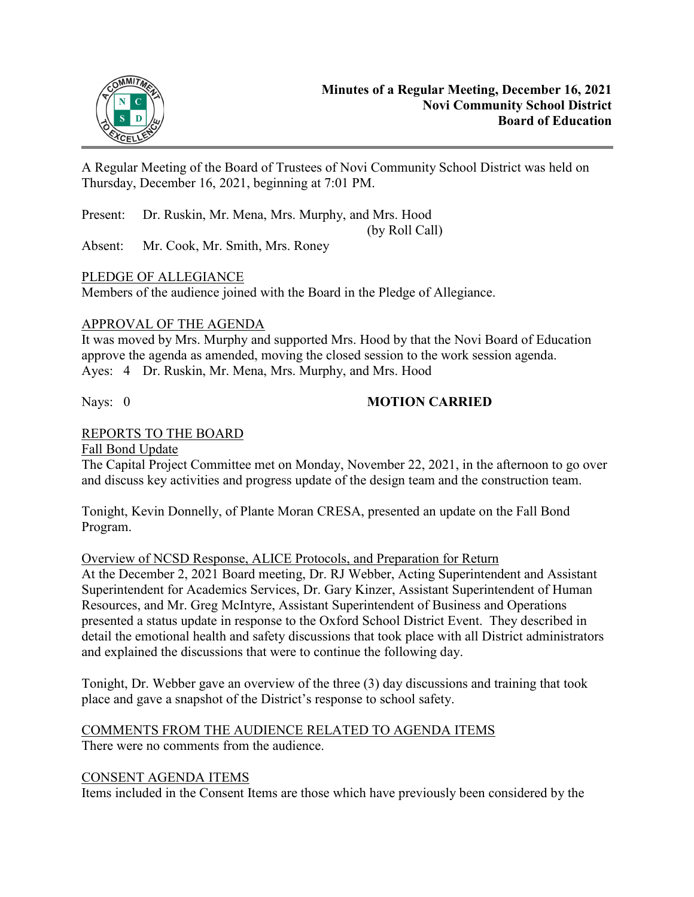**Minutes of a Regular Meeting, December 16, 2021**
**Novi Community School District**
**Board of Education**

A Regular Meeting of the Board of Trustees of Novi Community School District was held on Thursday, December 16, 2021, beginning at 7:01 PM.

Present: Dr. Ruskin, Mr. Mena, Mrs. Murphy, and Mrs. Hood
(by Roll Call)

Absent: Mr. Cook, Mr. Smith, Mrs. Roney

PLEDGE OF ALLEGIANCE

Members of the audience joined with the Board in the Pledge of Allegiance.

APPROVAL OF THE AGENDA

It was moved by Mrs. Murphy and supported Mrs. Hood by that the Novi Board of Education approve the agenda as amended, moving the closed session to the work session agenda.

Ayes: 4 Dr. Ruskin, Mr. Mena, Mrs. Murphy, and Mrs. Hood

Nays: 0 **MOTION CARRIED**

REPORTS TO THE BOARD

Fall Bond Update

The Capital Project Committee met on Monday, November 22, 2021, in the afternoon to go over and discuss key activities and progress update of the design team and the construction team.

Tonight, Kevin Donnelly, of Plante Moran CRESA, presented an update on the Fall Bond Program.

Overview of NCSD Response, ALICE Protocols, and Preparation for Return

At the December 2, 2021 Board meeting, Dr. RJ Webber, Acting Superintendent and Assistant Superintendent for Academics Services, Dr. Gary Kinzer, Assistant Superintendent of Human Resources, and Mr. Greg McIntyre, Assistant Superintendent of Business and Operations presented a status update in response to the Oxford School District Event. They described in detail the emotional health and safety discussions that took place with all District administrators and explained the discussions that were to continue the following day.

Tonight, Dr. Webber gave an overview of the three (3) day discussions and training that took place and gave a snapshot of the District's response to school safety.

COMMENTS FROM THE AUDIENCE RELATED TO AGENDA ITEMS

There were no comments from the audience.

CONSENT AGENDA ITEMS

Items included in the Consent Items are those which have previously been considered by the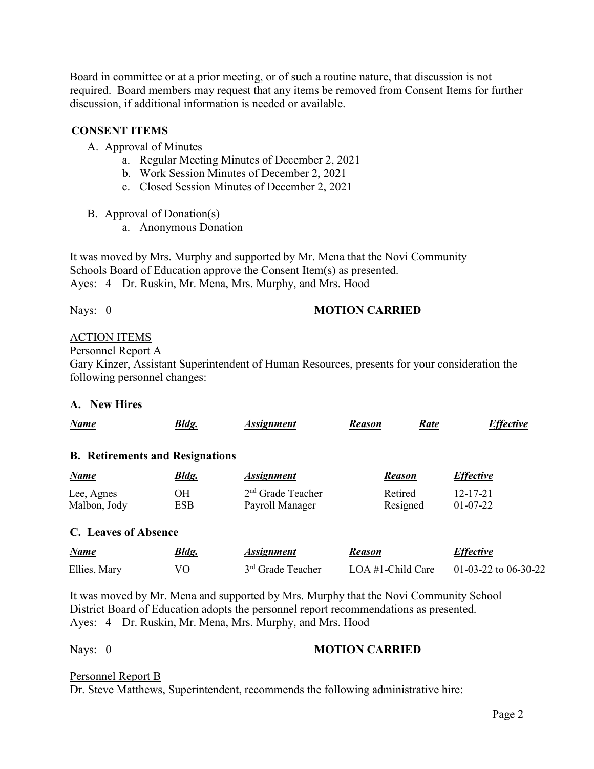Board in committee or at a prior meeting, or of such a routine nature, that discussion is not required. Board members may request that any items be removed from Consent Items for further discussion, if additional information is needed or available.

**CONSENT ITEMS**

A. Approval of Minutes
   a. Regular Meeting Minutes of December 2, 2021
   b. Work Session Minutes of December 2, 2021
   c. Closed Session Minutes of December 2, 2021

B. Approval of Donation(s)
   a. Anonymous Donation

It was moved by Mrs. Murphy and supported by Mr. Mena that the Novi Community Schools Board of Education approve the Consent Item(s) as presented.
Ayes: 4 Dr. Ruskin, Mr. Mena, Mrs. Murphy, and Mrs. Hood

Nays: 0 **MOTION CARRIED**

ACTION ITEMS

Personnel Report A

Gary Kinzer, Assistant Superintendent of Human Resources, presents for your consideration the following personnel changes:

**A. New Hires**

| ***Name*** | ***Bldg.*** | ***Assignment*** | ***Reason*** | ***Rate*** | ***Effective*** |
|---|---|---|---|---|---|

**B. Retirements and Resignations**

| ***Name*** | ***Bldg.*** | ***Assignment*** | ***Reason*** | ***Effective*** |
|---|---|---|---|---|
| Lee, Agnes | OH | 2nd Grade Teacher | Retired | 12-17-21 |
| Malbon, Jody | ESB | Payroll Manager | Resigned | 01-07-22 |

**C. Leaves of Absence**

| ***Name*** | ***Bldg.*** | ***Assignment*** | ***Reason*** | ***Effective*** |
|---|---|---|---|---|
| Ellies, Mary | VO | 3rd Grade Teacher | LOA #1-Child Care | 01-03-22 to 06-30-22 |

It was moved by Mr. Mena and supported by Mrs. Murphy that the Novi Community School District Board of Education adopts the personnel report recommendations as presented.
Ayes: 4 Dr. Ruskin, Mr. Mena, Mrs. Murphy, and Mrs. Hood

Nays: 0 **MOTION CARRIED**

Personnel Report B

Dr. Steve Matthews, Superintendent, recommends the following administrative hire: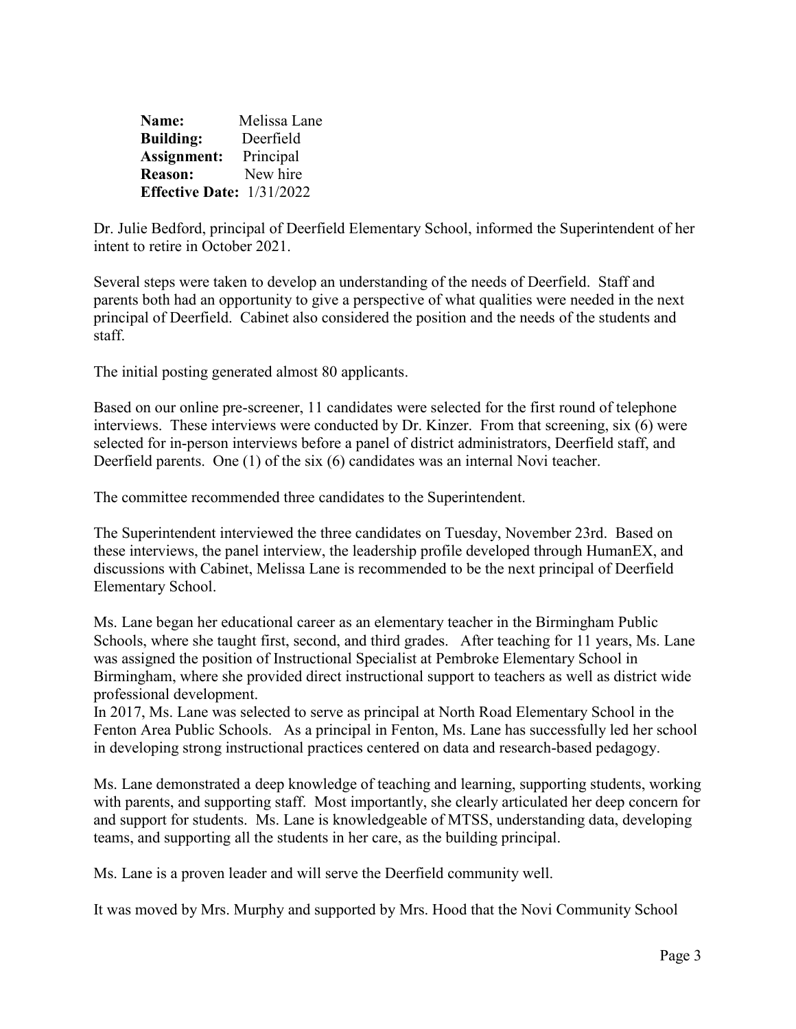**Name:** Melissa Lane
**Building:** Deerfield
**Assignment:** Principal
**Reason:** New hire
**Effective Date:** 1/31/2022

Dr. Julie Bedford, principal of Deerfield Elementary School, informed the Superintendent of her intent to retire in October 2021.

Several steps were taken to develop an understanding of the needs of Deerfield. Staff and parents both had an opportunity to give a perspective of what qualities were needed in the next principal of Deerfield. Cabinet also considered the position and the needs of the students and staff.

The initial posting generated almost 80 applicants.

Based on our online pre-screener, 11 candidates were selected for the first round of telephone interviews. These interviews were conducted by Dr. Kinzer. From that screening, six (6) were selected for in-person interviews before a panel of district administrators, Deerfield staff, and Deerfield parents. One (1) of the six (6) candidates was an internal Novi teacher.

The committee recommended three candidates to the Superintendent.

The Superintendent interviewed the three candidates on Tuesday, November 23rd. Based on these interviews, the panel interview, the leadership profile developed through HumanEX, and discussions with Cabinet, Melissa Lane is recommended to be the next principal of Deerfield Elementary School.

Ms. Lane began her educational career as an elementary teacher in the Birmingham Public Schools, where she taught first, second, and third grades. After teaching for 11 years, Ms. Lane was assigned the position of Instructional Specialist at Pembroke Elementary School in Birmingham, where she provided direct instructional support to teachers as well as district wide professional development.
In 2017, Ms. Lane was selected to serve as principal at North Road Elementary School in the Fenton Area Public Schools. As a principal in Fenton, Ms. Lane has successfully led her school in developing strong instructional practices centered on data and research-based pedagogy.

Ms. Lane demonstrated a deep knowledge of teaching and learning, supporting students, working with parents, and supporting staff. Most importantly, she clearly articulated her deep concern for and support for students. Ms. Lane is knowledgeable of MTSS, understanding data, developing teams, and supporting all the students in her care, as the building principal.

Ms. Lane is a proven leader and will serve the Deerfield community well.

It was moved by Mrs. Murphy and supported by Mrs. Hood that the Novi Community School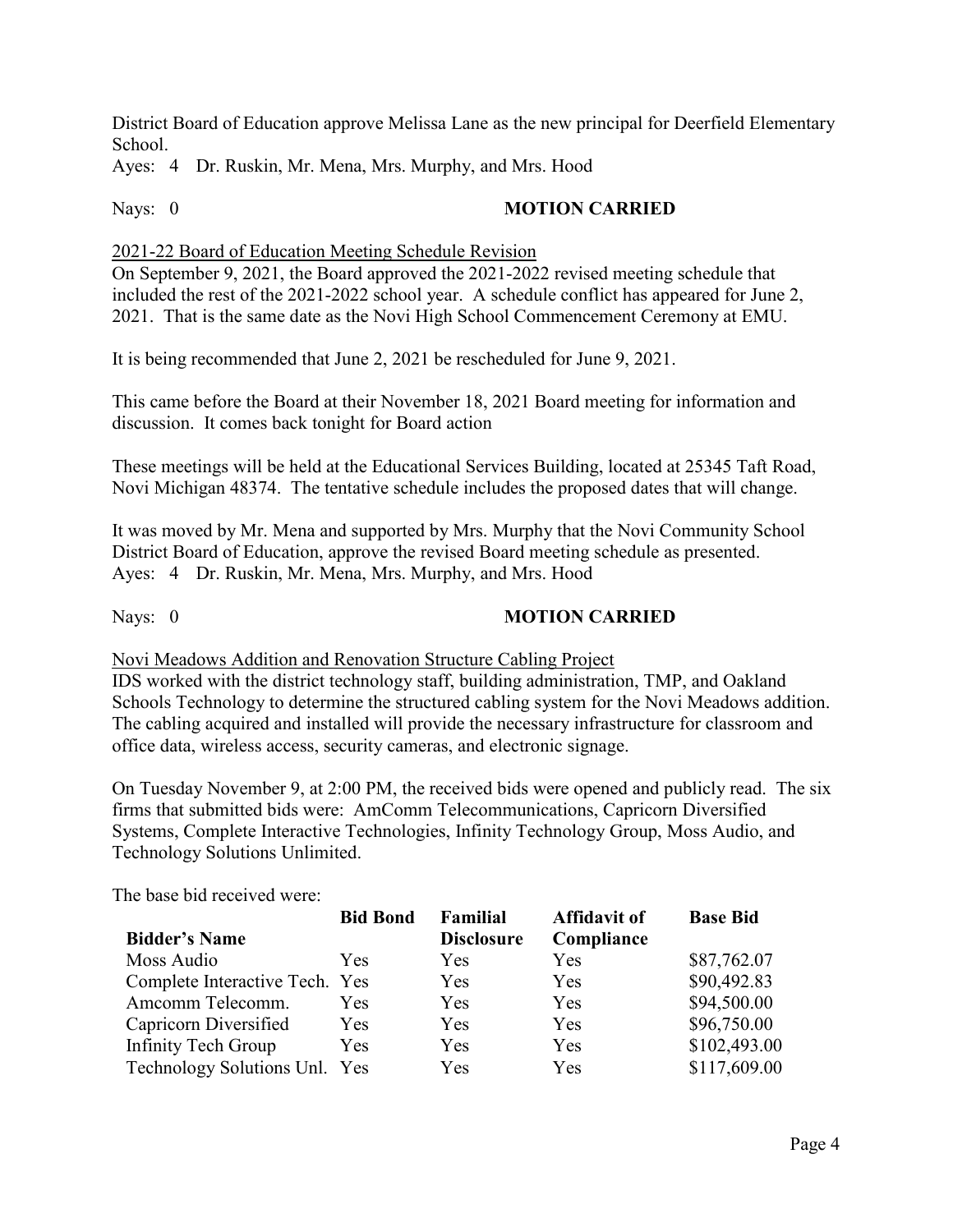District Board of Education approve Melissa Lane as the new principal for Deerfield Elementary School.

Ayes: 4 Dr. Ruskin, Mr. Mena, Mrs. Murphy, and Mrs. Hood

Nays: 0 **MOTION CARRIED**

2021-22 Board of Education Meeting Schedule Revision

On September 9, 2021, the Board approved the 2021-2022 revised meeting schedule that included the rest of the 2021-2022 school year. A schedule conflict has appeared for June 2, 2021. That is the same date as the Novi High School Commencement Ceremony at EMU.

It is being recommended that June 2, 2021 be rescheduled for June 9, 2021.

This came before the Board at their November 18, 2021 Board meeting for information and discussion. It comes back tonight for Board action

These meetings will be held at the Educational Services Building, located at 25345 Taft Road, Novi Michigan 48374. The tentative schedule includes the proposed dates that will change.

It was moved by Mr. Mena and supported by Mrs. Murphy that the Novi Community School District Board of Education, approve the revised Board meeting schedule as presented.

Ayes: 4 Dr. Ruskin, Mr. Mena, Mrs. Murphy, and Mrs. Hood

Nays: 0 **MOTION CARRIED**

Novi Meadows Addition and Renovation Structure Cabling Project

IDS worked with the district technology staff, building administration, TMP, and Oakland Schools Technology to determine the structured cabling system for the Novi Meadows addition. The cabling acquired and installed will provide the necessary infrastructure for classroom and office data, wireless access, security cameras, and electronic signage.

On Tuesday November 9, at 2:00 PM, the received bids were opened and publicly read. The six firms that submitted bids were: AmComm Telecommunications, Capricorn Diversified Systems, Complete Interactive Technologies, Infinity Technology Group, Moss Audio, and Technology Solutions Unlimited.

The base bid received were:

| Bidder's Name | Bid Bond | Familial Disclosure | Affidavit of Compliance | Base Bid |
|---|---|---|---|---|
| Moss Audio | Yes | Yes | Yes | $87,762.07 |
| Complete Interactive Tech. | Yes | Yes | Yes | $90,492.83 |
| Amcomm Telecomm. | Yes | Yes | Yes | $94,500.00 |
| Capricorn Diversified | Yes | Yes | Yes | $96,750.00 |
| Infinity Tech Group | Yes | Yes | Yes | $102,493.00 |
| Technology Solutions Unl. | Yes | Yes | Yes | $117,609.00 |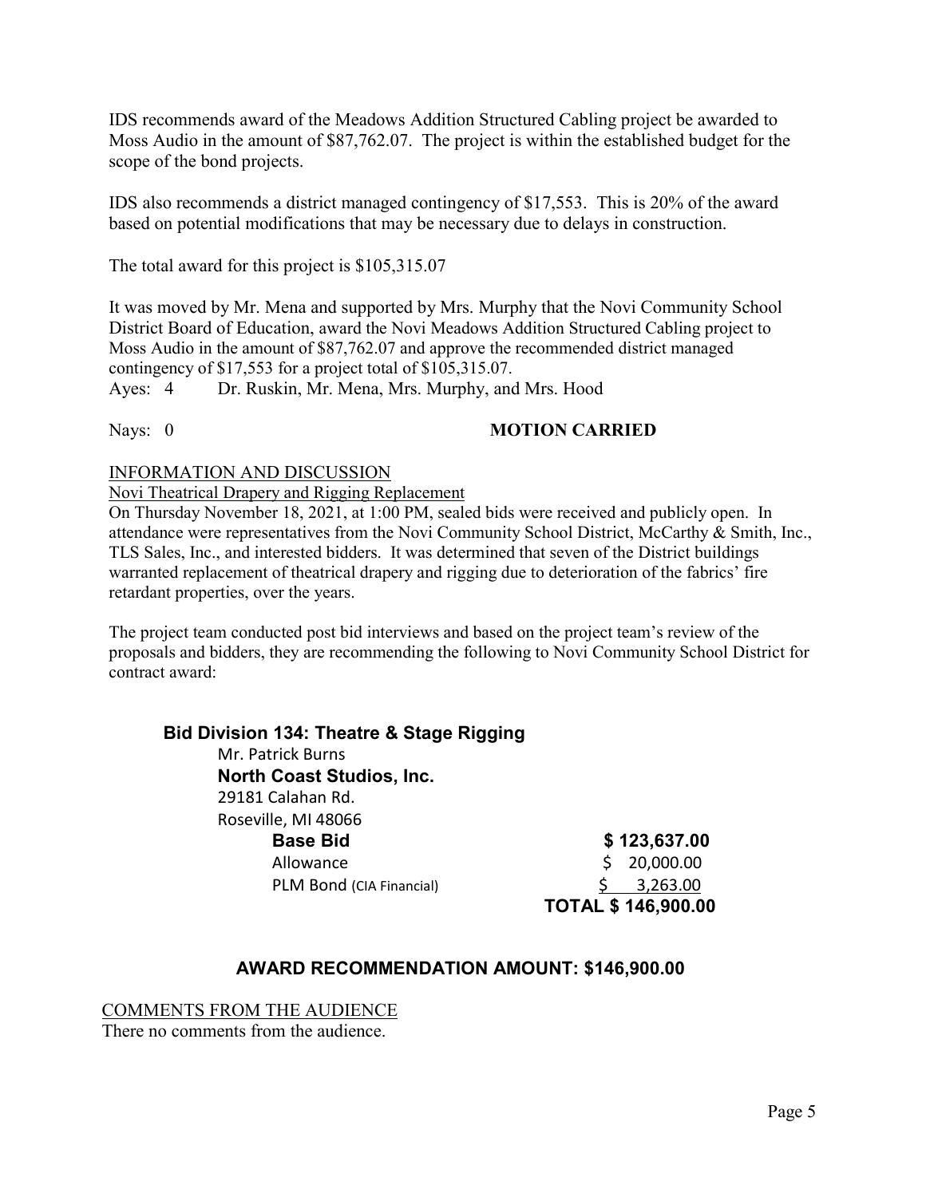IDS recommends award of the Meadows Addition Structured Cabling project be awarded to Moss Audio in the amount of $87,762.07. The project is within the established budget for the scope of the bond projects.

IDS also recommends a district managed contingency of $17,553. This is 20% of the award based on potential modifications that may be necessary due to delays in construction.

The total award for this project is $105,315.07

It was moved by Mr. Mena and supported by Mrs. Murphy that the Novi Community School District Board of Education, award the Novi Meadows Addition Structured Cabling project to Moss Audio in the amount of $87,762.07 and approve the recommended district managed contingency of $17,553 for a project total of $105,315.07.

Ayes: 4 Dr. Ruskin, Mr. Mena, Mrs. Murphy, and Mrs. Hood

Nays: 0 **MOTION CARRIED**

INFORMATION AND DISCUSSION

Novi Theatrical Drapery and Rigging Replacement

On Thursday November 18, 2021, at 1:00 PM, sealed bids were received and publicly open. In attendance were representatives from the Novi Community School District, McCarthy & Smith, Inc., TLS Sales, Inc., and interested bidders. It was determined that seven of the District buildings warranted replacement of theatrical drapery and rigging due to deterioration of the fabrics' fire retardant properties, over the years.

The project team conducted post bid interviews and based on the project team's review of the proposals and bidders, they are recommending the following to Novi Community School District for contract award:

**Bid Division 134: Theatre & Stage Rigging**

Mr. Patrick Burns
**North Coast Studios, Inc.**
29181 Calahan Rd.
Roseville, MI 48066

| | |
|---|---|
| **Base Bid** | **$ 123,637.00** |
| Allowance | $ 20,000.00 |
| PLM Bond (CIA Financial) | $ 3,263.00 |
| | **TOTAL $ 146,900.00** |

**AWARD RECOMMENDATION AMOUNT: $146,900.00**

COMMENTS FROM THE AUDIENCE

There no comments from the audience.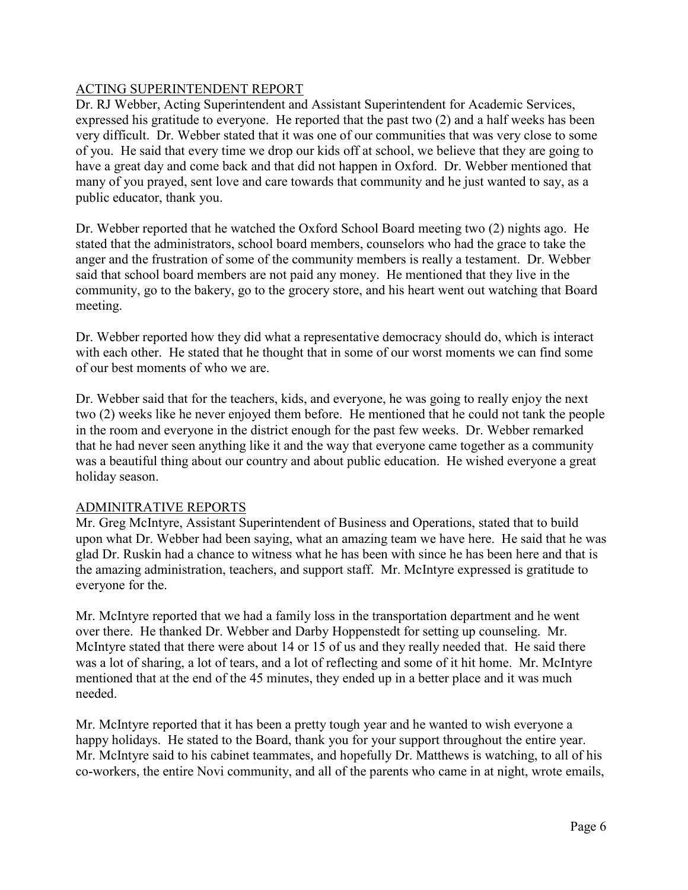## ACTING SUPERINTENDENT REPORT

Dr. RJ Webber, Acting Superintendent and Assistant Superintendent for Academic Services, expressed his gratitude to everyone. He reported that the past two (2) and a half weeks has been very difficult. Dr. Webber stated that it was one of our communities that was very close to some of you. He said that every time we drop our kids off at school, we believe that they are going to have a great day and come back and that did not happen in Oxford. Dr. Webber mentioned that many of you prayed, sent love and care towards that community and he just wanted to say, as a public educator, thank you.

Dr. Webber reported that he watched the Oxford School Board meeting two (2) nights ago. He stated that the administrators, school board members, counselors who had the grace to take the anger and the frustration of some of the community members is really a testament. Dr. Webber said that school board members are not paid any money. He mentioned that they live in the community, go to the bakery, go to the grocery store, and his heart went out watching that Board meeting.

Dr. Webber reported how they did what a representative democracy should do, which is interact with each other. He stated that he thought that in some of our worst moments we can find some of our best moments of who we are.

Dr. Webber said that for the teachers, kids, and everyone, he was going to really enjoy the next two (2) weeks like he never enjoyed them before. He mentioned that he could not tank the people in the room and everyone in the district enough for the past few weeks. Dr. Webber remarked that he had never seen anything like it and the way that everyone came together as a community was a beautiful thing about our country and about public education. He wished everyone a great holiday season.

## ADMINITRATIVE REPORTS

Mr. Greg McIntyre, Assistant Superintendent of Business and Operations, stated that to build upon what Dr. Webber had been saying, what an amazing team we have here. He said that he was glad Dr. Ruskin had a chance to witness what he has been with since he has been here and that is the amazing administration, teachers, and support staff. Mr. McIntyre expressed is gratitude to everyone for the.

Mr. McIntyre reported that we had a family loss in the transportation department and he went over there. He thanked Dr. Webber and Darby Hoppenstedt for setting up counseling. Mr. McIntyre stated that there were about 14 or 15 of us and they really needed that. He said there was a lot of sharing, a lot of tears, and a lot of reflecting and some of it hit home. Mr. McIntyre mentioned that at the end of the 45 minutes, they ended up in a better place and it was much needed.

Mr. McIntyre reported that it has been a pretty tough year and he wanted to wish everyone a happy holidays. He stated to the Board, thank you for your support throughout the entire year. Mr. McIntyre said to his cabinet teammates, and hopefully Dr. Matthews is watching, to all of his co-workers, the entire Novi community, and all of the parents who came in at night, wrote emails,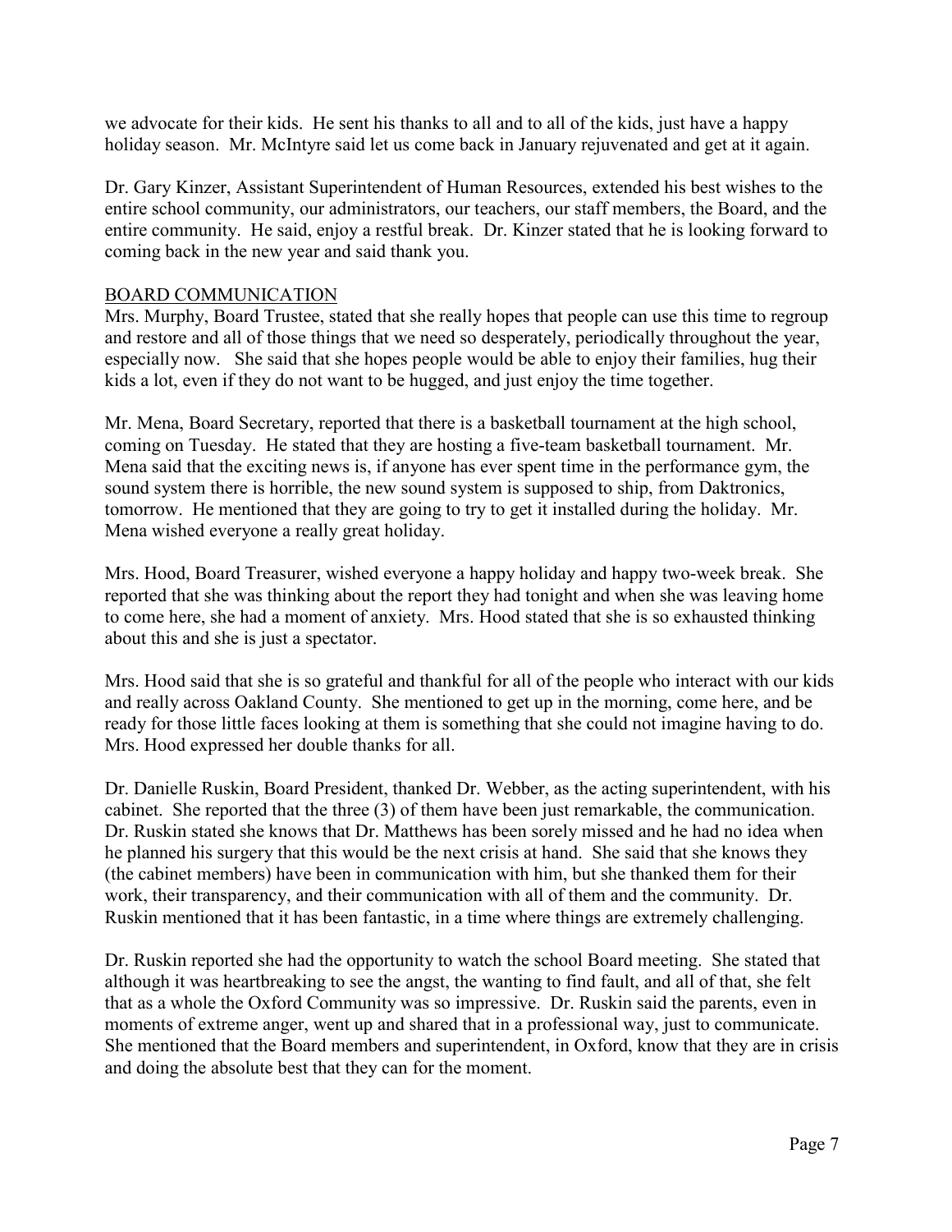we advocate for their kids. He sent his thanks to all and to all of the kids, just have a happy holiday season. Mr. McIntyre said let us come back in January rejuvenated and get at it again.

Dr. Gary Kinzer, Assistant Superintendent of Human Resources, extended his best wishes to the entire school community, our administrators, our teachers, our staff members, the Board, and the entire community. He said, enjoy a restful break. Dr. Kinzer stated that he is looking forward to coming back in the new year and said thank you.

## BOARD COMMUNICATION

Mrs. Murphy, Board Trustee, stated that she really hopes that people can use this time to regroup and restore and all of those things that we need so desperately, periodically throughout the year, especially now. She said that she hopes people would be able to enjoy their families, hug their kids a lot, even if they do not want to be hugged, and just enjoy the time together.

Mr. Mena, Board Secretary, reported that there is a basketball tournament at the high school, coming on Tuesday. He stated that they are hosting a five-team basketball tournament. Mr. Mena said that the exciting news is, if anyone has ever spent time in the performance gym, the sound system there is horrible, the new sound system is supposed to ship, from Daktronics, tomorrow. He mentioned that they are going to try to get it installed during the holiday. Mr. Mena wished everyone a really great holiday.

Mrs. Hood, Board Treasurer, wished everyone a happy holiday and happy two-week break. She reported that she was thinking about the report they had tonight and when she was leaving home to come here, she had a moment of anxiety. Mrs. Hood stated that she is so exhausted thinking about this and she is just a spectator.

Mrs. Hood said that she is so grateful and thankful for all of the people who interact with our kids and really across Oakland County. She mentioned to get up in the morning, come here, and be ready for those little faces looking at them is something that she could not imagine having to do. Mrs. Hood expressed her double thanks for all.

Dr. Danielle Ruskin, Board President, thanked Dr. Webber, as the acting superintendent, with his cabinet. She reported that the three (3) of them have been just remarkable, the communication. Dr. Ruskin stated she knows that Dr. Matthews has been sorely missed and he had no idea when he planned his surgery that this would be the next crisis at hand. She said that she knows they (the cabinet members) have been in communication with him, but she thanked them for their work, their transparency, and their communication with all of them and the community. Dr. Ruskin mentioned that it has been fantastic, in a time where things are extremely challenging.

Dr. Ruskin reported she had the opportunity to watch the school Board meeting. She stated that although it was heartbreaking to see the angst, the wanting to find fault, and all of that, she felt that as a whole the Oxford Community was so impressive. Dr. Ruskin said the parents, even in moments of extreme anger, went up and shared that in a professional way, just to communicate. She mentioned that the Board members and superintendent, in Oxford, know that they are in crisis and doing the absolute best that they can for the moment.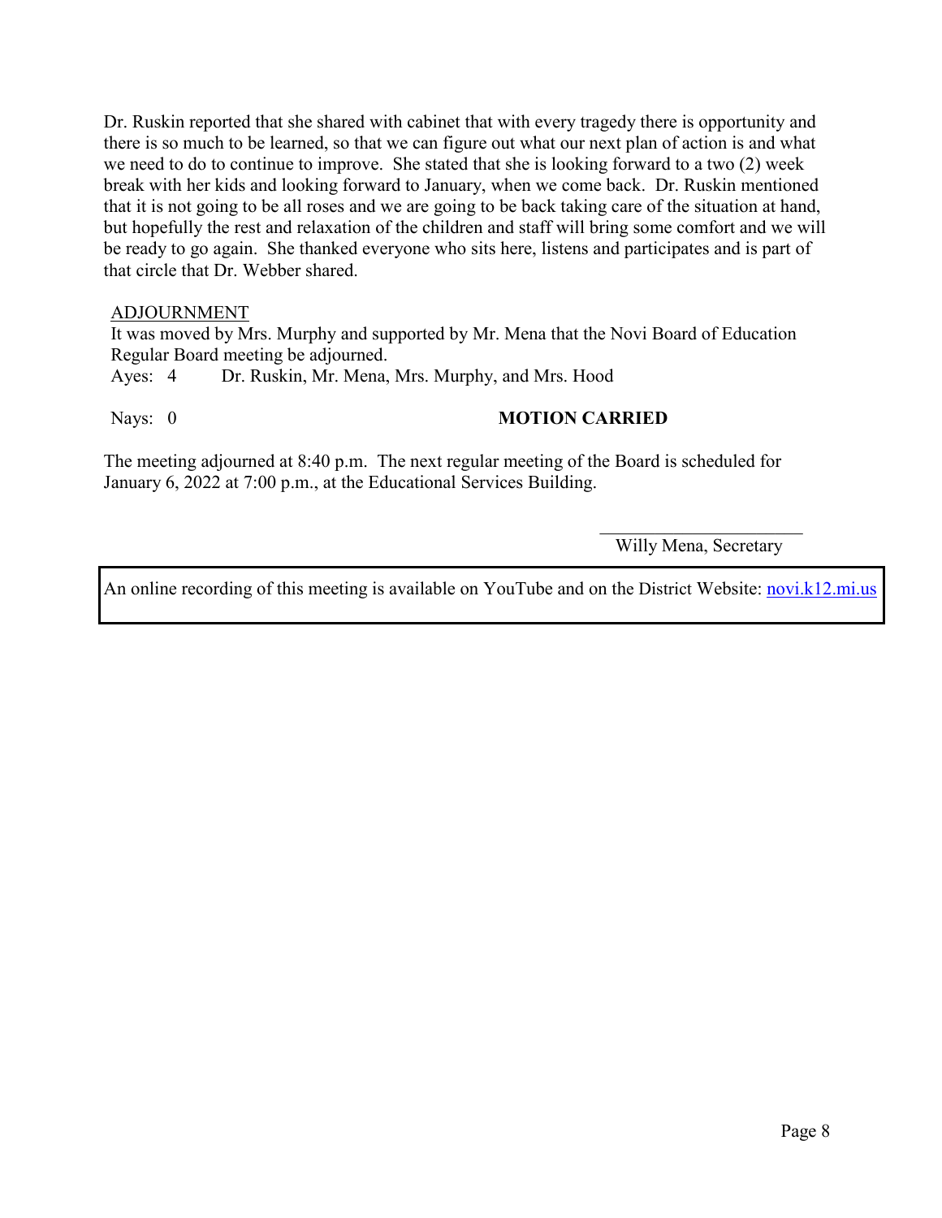Dr. Ruskin reported that she shared with cabinet that with every tragedy there is opportunity and there is so much to be learned, so that we can figure out what our next plan of action is and what we need to do to continue to improve. She stated that she is looking forward to a two (2) week break with her kids and looking forward to January, when we come back. Dr. Ruskin mentioned that it is not going to be all roses and we are going to be back taking care of the situation at hand, but hopefully the rest and relaxation of the children and staff will bring some comfort and we will be ready to go again. She thanked everyone who sits here, listens and participates and is part of that circle that Dr. Webber shared.

ADJOURNMENT

It was moved by Mrs. Murphy and supported by Mr. Mena that the Novi Board of Education Regular Board meeting be adjourned.

Ayes: 4 Dr. Ruskin, Mr. Mena, Mrs. Murphy, and Mrs. Hood

Nays: 0 **MOTION CARRIED**

The meeting adjourned at 8:40 p.m. The next regular meeting of the Board is scheduled for January 6, 2022 at 7:00 p.m., at the Educational Services Building.

\_\_\_\_\_\_\_\_\_\_\_\_\_\_\_\_\_\_\_\_\_\_

Willy Mena, Secretary

An online recording of this meeting is available on YouTube and on the District Website: [novi.k12.mi.us](novi.k12.mi.us)